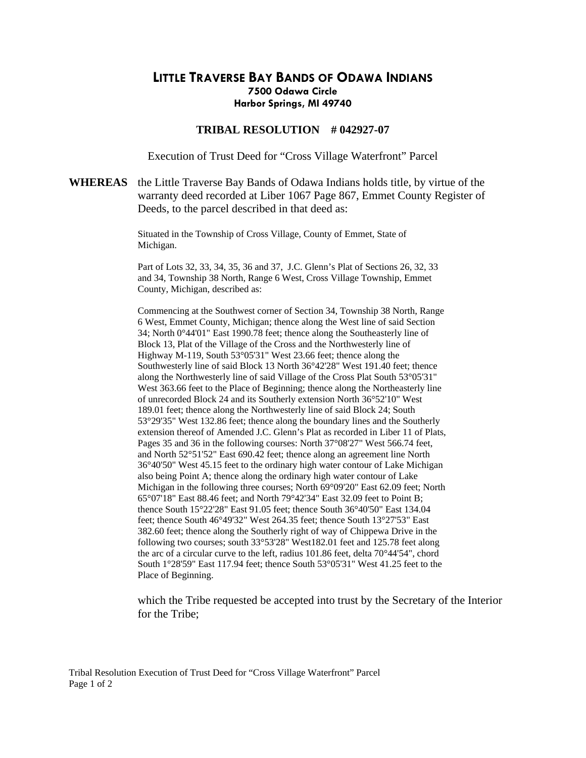# LITTLE TRAVERSE BAY BANDS OF ODAWA INDIANS

**7500 Odawa Circle**
**Harbor Springs, MI 49740**

## TRIBAL RESOLUTION # 042927-07

Execution of Trust Deed for "Cross Village Waterfront" Parcel

**WHEREAS** the Little Traverse Bay Bands of Odawa Indians holds title, by virtue of the warranty deed recorded at Liber 1067 Page 867, Emmet County Register of Deeds, to the parcel described in that deed as:

Situated in the Township of Cross Village, County of Emmet, State of Michigan.

Part of Lots 32, 33, 34, 35, 36 and 37, J.C. Glenn's Plat of Sections 26, 32, 33 and 34, Township 38 North, Range 6 West, Cross Village Township, Emmet County, Michigan, described as:

Commencing at the Southwest corner of Section 34, Township 38 North, Range 6 West, Emmet County, Michigan; thence along the West line of said Section 34; North 0°44'01" East 1990.78 feet; thence along the Southeasterly line of Block 13, Plat of the Village of the Cross and the Northwesterly line of Highway M-119, South 53°05'31" West 23.66 feet; thence along the Southwesterly line of said Block 13 North 36°42'28" West 191.40 feet; thence along the Northwesterly line of said Village of the Cross Plat South 53°05'31" West 363.66 feet to the Place of Beginning; thence along the Northeasterly line of unrecorded Block 24 and its Southerly extension North 36°52'10" West 189.01 feet; thence along the Northwesterly line of said Block 24; South 53°29'35" West 132.86 feet; thence along the boundary lines and the Southerly extension thereof of Amended J.C. Glenn's Plat as recorded in Liber 11 of Plats, Pages 35 and 36 in the following courses: North 37°08'27" West 566.74 feet, and North 52°51'52" East 690.42 feet; thence along an agreement line North 36°40'50" West 45.15 feet to the ordinary high water contour of Lake Michigan also being Point A; thence along the ordinary high water contour of Lake Michigan in the following three courses; North 69°09'20" East 62.09 feet; North 65°07'18" East 88.46 feet; and North 79°42'34" East 32.09 feet to Point B; thence South 15°22'28" East 91.05 feet; thence South 36°40'50" East 134.04 feet; thence South 46°49'32" West 264.35 feet; thence South 13°27'53" East 382.60 feet; thence along the Southerly right of way of Chippewa Drive in the following two courses; south 33°53'28" West182.01 feet and 125.78 feet along the arc of a circular curve to the left, radius 101.86 feet, delta 70°44'54", chord South 1°28'59" East 117.94 feet; thence South 53°05'31" West 41.25 feet to the Place of Beginning.

which the Tribe requested be accepted into trust by the Secretary of the Interior for the Tribe;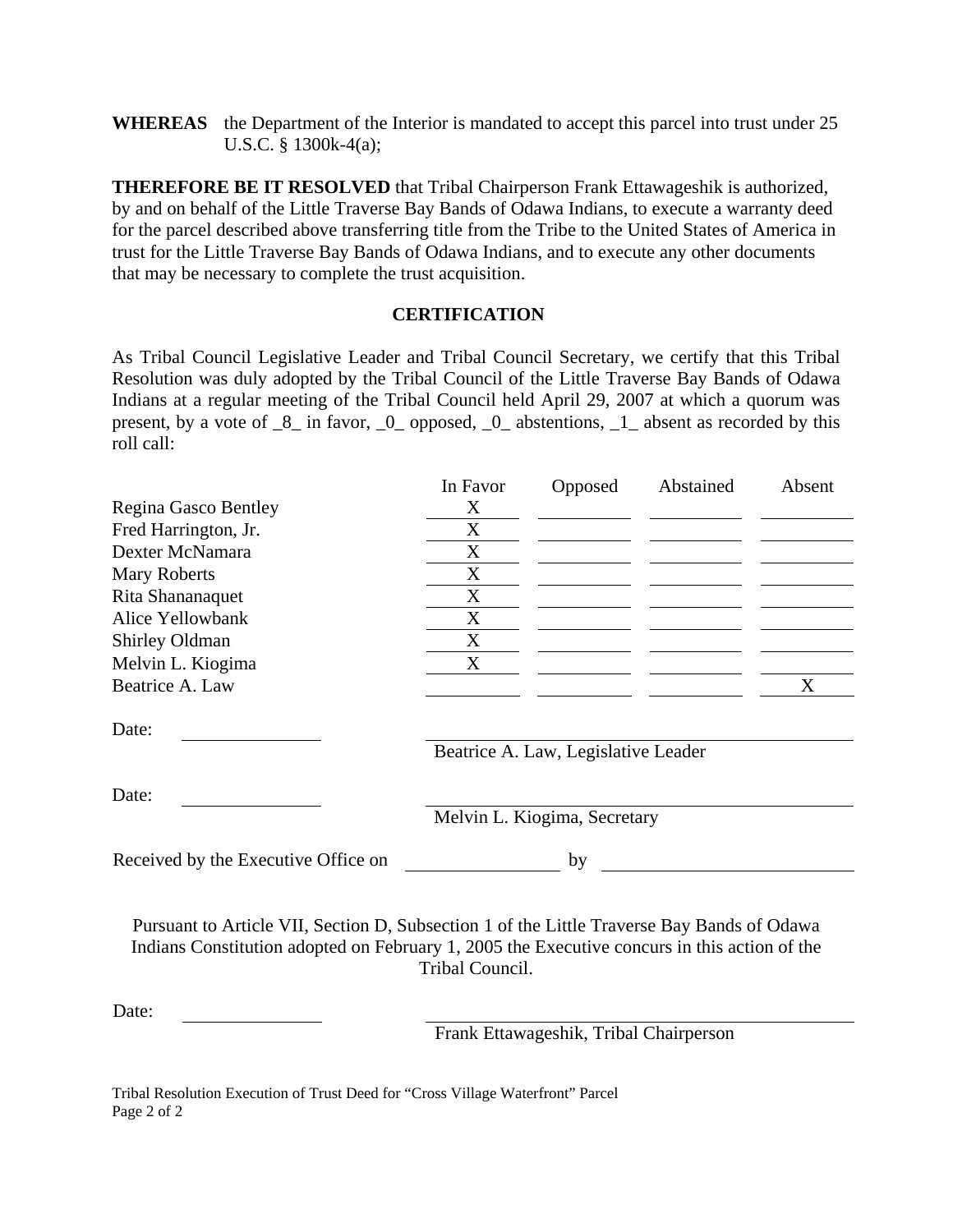**WHEREAS** the Department of the Interior is mandated to accept this parcel into trust under 25 U.S.C. § 1300k-4(a);

**THEREFORE BE IT RESOLVED** that Tribal Chairperson Frank Ettawageshik is authorized, by and on behalf of the Little Traverse Bay Bands of Odawa Indians, to execute a warranty deed for the parcel described above transferring title from the Tribe to the United States of America in trust for the Little Traverse Bay Bands of Odawa Indians, and to execute any other documents that may be necessary to complete the trust acquisition.

## CERTIFICATION

As Tribal Council Legislative Leader and Tribal Council Secretary, we certify that this Tribal Resolution was duly adopted by the Tribal Council of the Little Traverse Bay Bands of Odawa Indians at a regular meeting of the Tribal Council held April 29, 2007 at which a quorum was present, by a vote of _8_ in favor, _0_ opposed, _0_ abstentions, _1_ absent as recorded by this roll call:

| | In Favor | Opposed | Abstained | Absent |
|---|---|---|---|---|
| Regina Gasco Bentley | X | | | |
| Fred Harrington, Jr. | X | | | |
| Dexter McNamara | X | | | |
| Mary Roberts | X | | | |
| Rita Shananaquet | X | | | |
| Alice Yellowbank | X | | | |
| Shirley Oldman | X | | | |
| Melvin L. Kiogima | X | | | |
| Beatrice A. Law | | | | X |

Date: ______________ ____________________________________
Beatrice A. Law, Legislative Leader

Date: ______________ ____________________________________
Melvin L. Kiogima, Secretary

Received by the Executive Office on ______________ by ______________________

Pursuant to Article VII, Section D, Subsection 1 of the Little Traverse Bay Bands of Odawa Indians Constitution adopted on February 1, 2005 the Executive concurs in this action of the Tribal Council.

Date: ______________ ____________________________________
Frank Ettawageshik, Tribal Chairperson

Tribal Resolution Execution of Trust Deed for "Cross Village Waterfront" Parcel